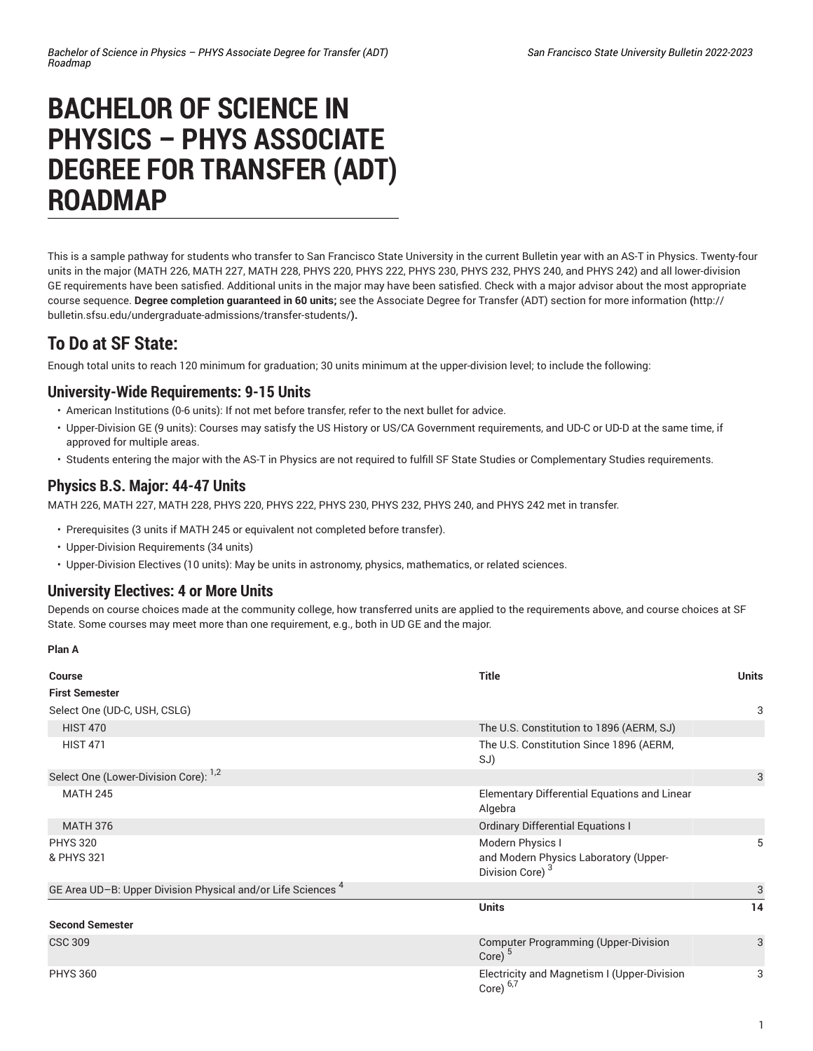# BACHELOR OF SCIENCE IN PHYSICS – PHYS ASSOCIATE DEGREE FOR TRANSFER (ADT) ROADMAP

This is a sample pathway for students who transfer to San Francisco State University in the current Bulletin year with an AS-T in Physics. Twenty-four units in the major (MATH 226, MATH 227, MATH 228, PHYS 220, PHYS 222, PHYS 230, PHYS 232, PHYS 240, and PHYS 242) and all lower-division GE requirements have been satisfied. Additional units in the major may have been satisfied. Check with a major advisor about the most appropriate course sequence. **Degree completion guaranteed in 60 units;** see the Associate Degree for Transfer (ADT) section for more information **(**http://bulletin.sfsu.edu/undergraduate-admissions/transfer-students/**).**

## To Do at SF State:

Enough total units to reach 120 minimum for graduation; 30 units minimum at the upper-division level; to include the following:

### University-Wide Requirements: 9-15 Units

- American Institutions (0-6 units): If not met before transfer, refer to the next bullet for advice.
- Upper-Division GE (9 units): Courses may satisfy the US History or US/CA Government requirements, and UD-C or UD-D at the same time, if approved for multiple areas.
- Students entering the major with the AS-T in Physics are not required to fulfill SF State Studies or Complementary Studies requirements.

### Physics B.S. Major: 44-47 Units

MATH 226, MATH 227, MATH 228, PHYS 220, PHYS 222, PHYS 230, PHYS 232, PHYS 240, and PHYS 242 met in transfer.

- Prerequisites (3 units if MATH 245 or equivalent not completed before transfer).
- Upper-Division Requirements (34 units)
- Upper-Division Electives (10 units): May be units in astronomy, physics, mathematics, or related sciences.

### University Electives: 4 or More Units

Depends on course choices made at the community college, how transferred units are applied to the requirements above, and course choices at SF State. Some courses may meet more than one requirement, e.g., both in UD GE and the major.

**Plan A**

| Course | Title | Units |
|---|---|---|
| **First Semester** | | |
| Select One (UD-C, USH, CSLG) | | 3 |
| HIST 470 | The U.S. Constitution to 1896 (AERM, SJ) | |
| HIST 471 | The U.S. Constitution Since 1896 (AERM, SJ) | |
| Select One (Lower-Division Core): [1,2] | | 3 |
| MATH 245 | Elementary Differential Equations and Linear Algebra | |
| MATH 376 | Ordinary Differential Equations I | |
| PHYS 320 & PHYS 321 | Modern Physics I and Modern Physics Laboratory (Upper-Division Core) [3] | 5 |
| GE Area UD–B: Upper Division Physical and/or Life Sciences [4] | | 3 |
| | **Units** | **14** |
| **Second Semester** | | |
| CSC 309 | Computer Programming (Upper-Division Core) [5] | 3 |
| PHYS 360 | Electricity and Magnetism I (Upper-Division Core) [6,7] | 3 |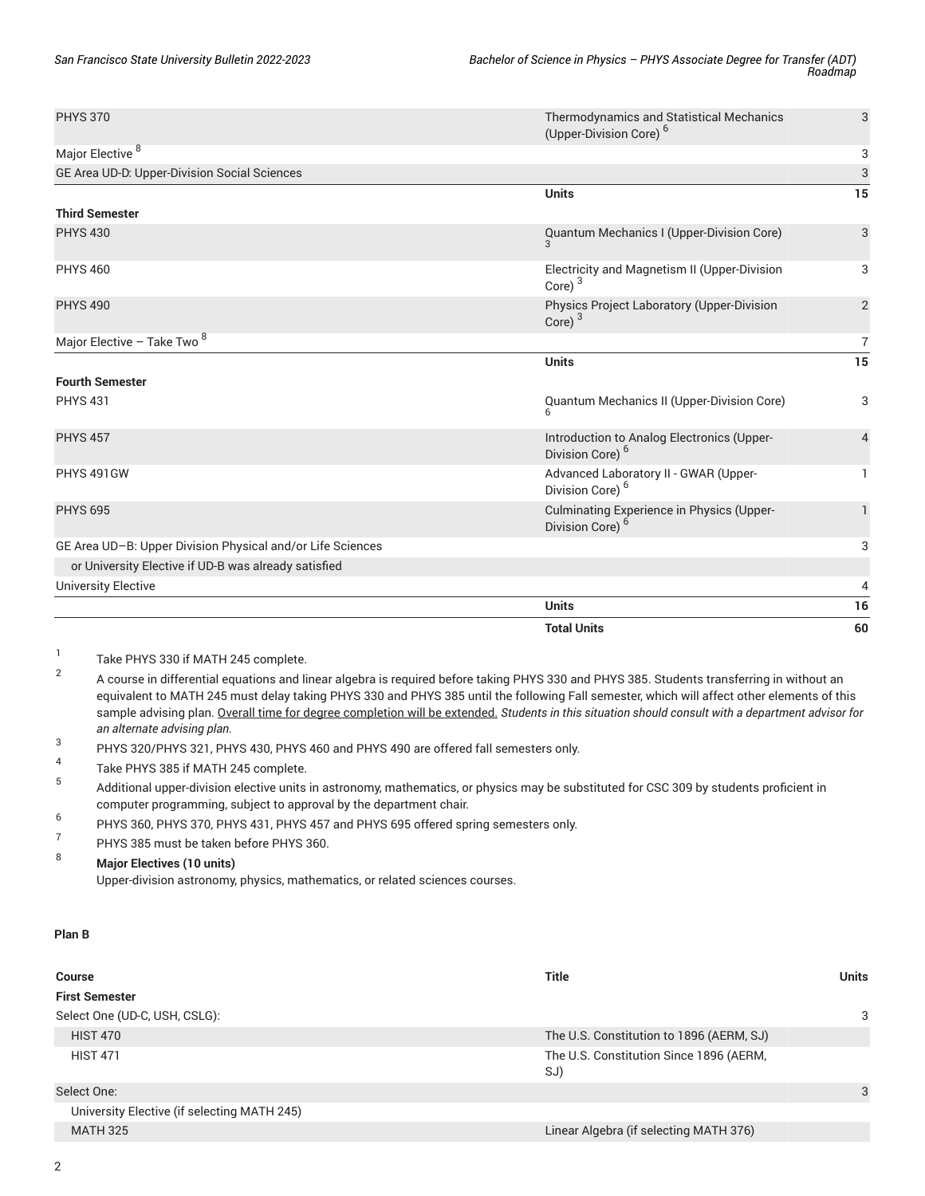| | | |
|---|---|---|
| PHYS 370 | Thermodynamics and Statistical Mechanics (Upper-Division Core) [6] | 3 |
| Major Elective [8] | | 3 |
| GE Area UD-D: Upper-Division Social Sciences | | 3 |
| | **Units** | **15** |
| **Third Semester** | | |
| PHYS 430 | Quantum Mechanics I (Upper-Division Core) [3] | 3 |
| PHYS 460 | Electricity and Magnetism II (Upper-Division Core) [3] | 3 |
| PHYS 490 | Physics Project Laboratory (Upper-Division Core) [3] | 2 |
| Major Elective – Take Two [8] | | 7 |
| | **Units** | **15** |
| **Fourth Semester** | | |
| PHYS 431 | Quantum Mechanics II (Upper-Division Core) [6] | 3 |
| PHYS 457 | Introduction to Analog Electronics (Upper-Division Core) [6] | 4 |
| PHYS 491GW | Advanced Laboratory II - GWAR (Upper-Division Core) [6] | 1 |
| PHYS 695 | Culminating Experience in Physics (Upper-Division Core) [6] | 1 |
| GE Area UD–B: Upper Division Physical and/or Life Sciences | | 3 |
| or University Elective if UD-B was already satisfied | | |
| University Elective | | 4 |
| | **Units** | **16** |
| | **Total Units** | **60** |

1. Take PHYS 330 if MATH 245 complete.
2. A course in differential equations and linear algebra is required before taking PHYS 330 and PHYS 385. Students transferring in without an equivalent to MATH 245 must delay taking PHYS 330 and PHYS 385 until the following Fall semester, which will affect other elements of this sample advising plan. Overall time for degree completion will be extended. *Students in this situation should consult with a department advisor for an alternate advising plan.*
3. PHYS 320/PHYS 321, PHYS 430, PHYS 460 and PHYS 490 are offered fall semesters only.
4. Take PHYS 385 if MATH 245 complete.
5. Additional upper-division elective units in astronomy, mathematics, or physics may be substituted for CSC 309 by students proficient in computer programming, subject to approval by the department chair.
6. PHYS 360, PHYS 370, PHYS 431, PHYS 457 and PHYS 695 offered spring semesters only.
7. PHYS 385 must be taken before PHYS 360.
8. **Major Electives (10 units)**
   Upper-division astronomy, physics, mathematics, or related sciences courses.

#### Plan B

| Course | Title | Units |
|---|---|---|
| **First Semester** | | |
| Select One (UD-C, USH, CSLG): | | 3 |
| HIST 470 | The U.S. Constitution to 1896 (AERM, SJ) | |
| HIST 471 | The U.S. Constitution Since 1896 (AERM, SJ) | |
| Select One: | | 3 |
| University Elective (if selecting MATH 245) | | |
| MATH 325 | Linear Algebra (if selecting MATH 376) | |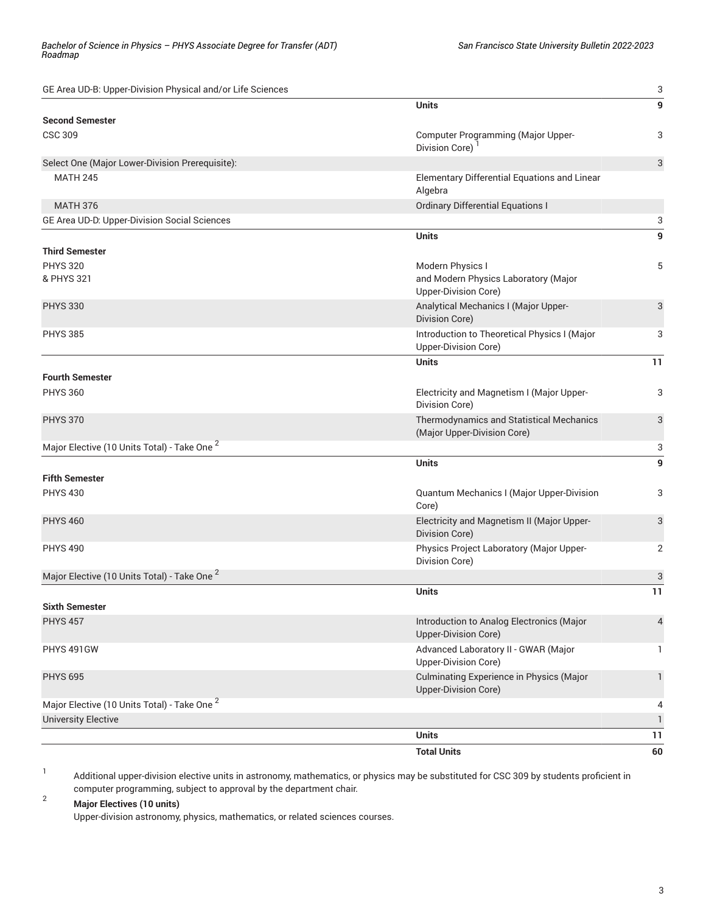| | | |
|---|---|---|
| GE Area UD-B: Upper-Division Physical and/or Life Sciences | | 3 |
| | **Units** | **9** |
| **Second Semester** | | |
| CSC 309 | Computer Programming (Major Upper-Division Core) [1] | 3 |
| Select One (Major Lower-Division Prerequisite): | | 3 |
| MATH 245 | Elementary Differential Equations and Linear Algebra | |
| MATH 376 | Ordinary Differential Equations I | |
| GE Area UD-D: Upper-Division Social Sciences | | 3 |
| | **Units** | **9** |
| **Third Semester** | | |
| PHYS 320 & PHYS 321 | Modern Physics I and Modern Physics Laboratory (Major Upper-Division Core) | 5 |
| PHYS 330 | Analytical Mechanics I (Major Upper-Division Core) | 3 |
| PHYS 385 | Introduction to Theoretical Physics I (Major Upper-Division Core) | 3 |
| | **Units** | **11** |
| **Fourth Semester** | | |
| PHYS 360 | Electricity and Magnetism I (Major Upper-Division Core) | 3 |
| PHYS 370 | Thermodynamics and Statistical Mechanics (Major Upper-Division Core) | 3 |
| Major Elective (10 Units Total) - Take One [2] | | 3 |
| | **Units** | **9** |
| **Fifth Semester** | | |
| PHYS 430 | Quantum Mechanics I (Major Upper-Division Core) | 3 |
| PHYS 460 | Electricity and Magnetism II (Major Upper-Division Core) | 3 |
| PHYS 490 | Physics Project Laboratory (Major Upper-Division Core) | 2 |
| Major Elective (10 Units Total) - Take One [2] | | 3 |
| | **Units** | **11** |
| **Sixth Semester** | | |
| PHYS 457 | Introduction to Analog Electronics (Major Upper-Division Core) | 4 |
| PHYS 491GW | Advanced Laboratory II - GWAR (Major Upper-Division Core) | 1 |
| PHYS 695 | Culminating Experience in Physics (Major Upper-Division Core) | 1 |
| Major Elective (10 Units Total) - Take One [2] | | 4 |
| University Elective | | 1 |
| | **Units** | **11** |
| | **Total Units** | **60** |

1. Additional upper-division elective units in astronomy, mathematics, or physics may be substituted for CSC 309 by students proficient in computer programming, subject to approval by the department chair.

2. **Major Electives (10 units)**
   Upper-division astronomy, physics, mathematics, or related sciences courses.